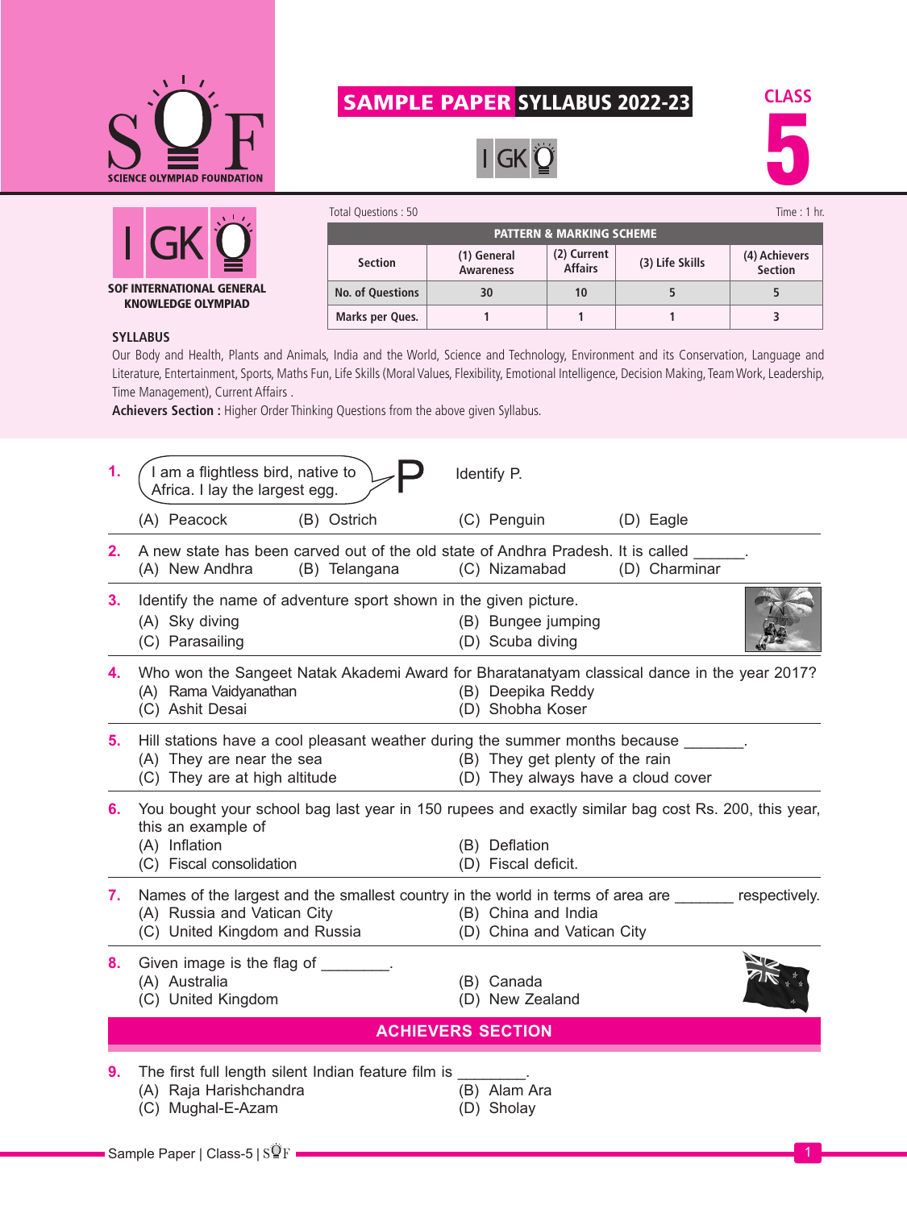# SAMPLE PAPER SYLLABUS 2022-23

**CLASS 5**

**IGKO**

**SOF INTERNATIONAL GENERAL KNOWLEDGE OLYMPIAD**

Total Questions : 50 | Time : 1 hr.

**PATTERN & MARKING SCHEME**

| Section | (1) General Awareness | (2) Current Affairs | (3) Life Skills | (4) Achievers Section |
|---|---|---|---|---|
| No. of Questions | 30 | 10 | 5 | 5 |
| Marks per Ques. | 1 | 1 | 1 | 3 |

**SYLLABUS**

Our Body and Health, Plants and Animals, India and the World, Science and Technology, Environment and its Conservation, Language and Literature, Entertainment, Sports, Maths Fun, Life Skills (Moral Values, Flexibility, Emotional Intelligence, Decision Making, Team Work, Leadership, Time Management), Current Affairs .

**Achievers Section :** Higher Order Thinking Questions from the above given Syllabus.

**1.** "I am a flightless bird, native to Africa. I lay the largest egg." — P

Identify P.

(A) Peacock (B) Ostrich (C) Penguin (D) Eagle

**2.** A new state has been carved out of the old state of Andhra Pradesh. It is called ______.

(A) New Andhra (B) Telangana (C) Nizamabad (D) Charminar

**3.** Identify the name of adventure sport shown in the given picture.

(A) Sky diving (B) Bungee jumping
(C) Parasailing (D) Scuba diving

**4.** Who won the Sangeet Natak Akademi Award for Bharatanatyam classical dance in the year 2017?

(A) Rama Vaidyanathan (B) Deepika Reddy
(C) Ashit Desai (D) Shobha Koser

**5.** Hill stations have a cool pleasant weather during the summer months because _______.

(A) They are near the sea (B) They get plenty of the rain
(C) They are at high altitude (D) They always have a cloud cover

**6.** You bought your school bag last year in 150 rupees and exactly similar bag cost Rs. 200, this year, this an example of

(A) Inflation (B) Deflation
(C) Fiscal consolidation (D) Fiscal deficit.

**7.** Names of the largest and the smallest country in the world in terms of area are _______ respectively.

(A) Russia and Vatican City (B) China and India
(C) United Kingdom and Russia (D) China and Vatican City

**8.** Given image is the flag of ________.

(A) Australia (B) Canada
(C) United Kingdom (D) New Zealand

## ACHIEVERS SECTION

**9.** The first full length silent Indian feature film is ________.

(A) Raja Harishchandra (B) Alam Ara
(C) Mughal-E-Azam (D) Sholay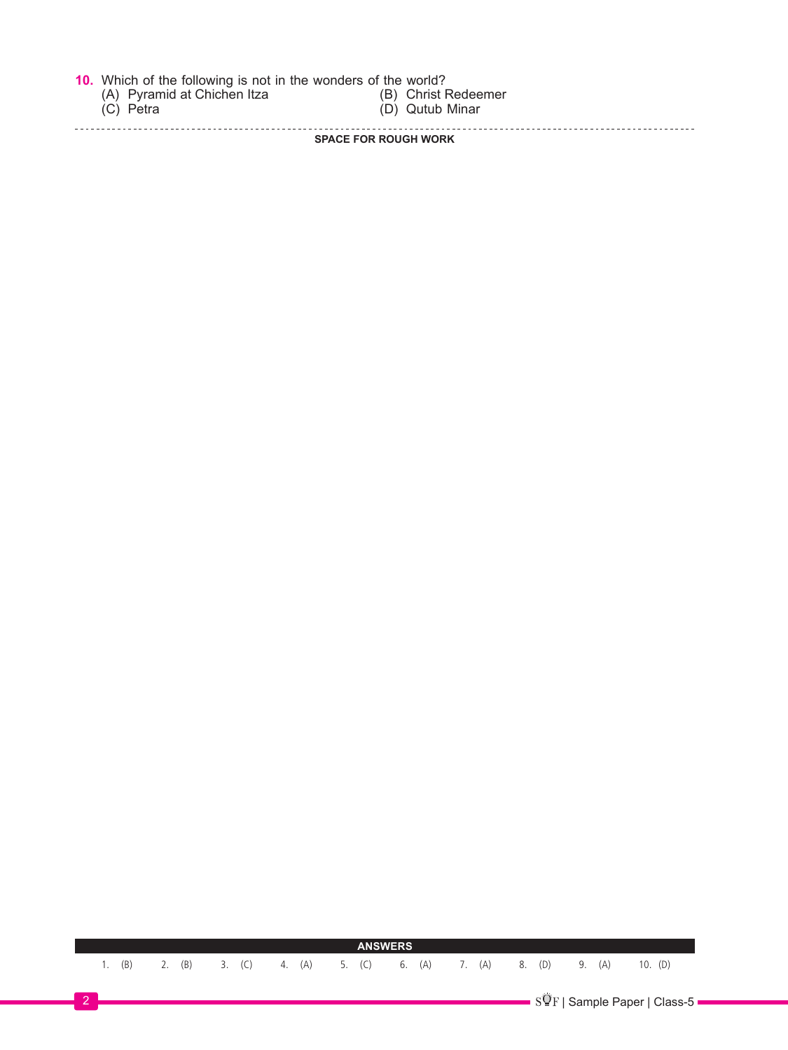**10.** Which of the following is not in the wonders of the world?

(A) Pyramid at Chichen Itza
(B) Christ Redeemer
(C) Petra
(D) Qutub Minar

**SPACE FOR ROUGH WORK**

**ANSWERS**

| | | | | | | | | | |
|---|---|---|---|---|---|---|---|---|---|
| 1. (B) | 2. (B) | 3. (C) | 4. (A) | 5. (C) | 6. (A) | 7. (A) | 8. (D) | 9. (A) | 10. (D) |